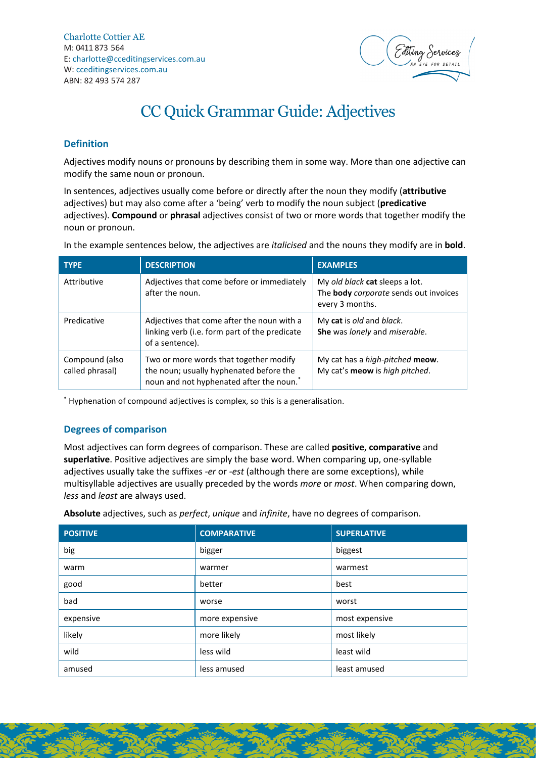Charlotte Cottier AE
M: 0411 873 564
E: charlotte@cceditingservices.com.au
W: cceditingservices.com.au
ABN: 82 493 574 287

# CC Quick Grammar Guide: Adjectives

## Definition

Adjectives modify nouns or pronouns by describing them in some way. More than one adjective can modify the same noun or pronoun.

In sentences, adjectives usually come before or directly after the noun they modify (**attributive** adjectives) but may also come after a 'being' verb to modify the noun subject (**predicative** adjectives). **Compound** or **phrasal** adjectives consist of two or more words that together modify the noun or pronoun.

In the example sentences below, the adjectives are *italicised* and the nouns they modify are in **bold**.

| TYPE | DESCRIPTION | EXAMPLES |
|---|---|---|
| Attributive | Adjectives that come before or immediately after the noun. | My *old black* **cat** sleeps a lot.<br>The **body** *corporate* sends out invoices every 3 months. |
| Predicative | Adjectives that come after the noun with a linking verb (i.e. form part of the predicate of a sentence). | My **cat** is *old* and *black*.<br>**She** was *lonely* and *miserable*. |
| Compound (also called phrasal) | Two or more words that together modify the noun; usually hyphenated before the noun and not hyphenated after the noun.* | My cat has a *high-pitched* **meow**.<br>My cat's **meow** is *high pitched*. |

* Hyphenation of compound adjectives is complex, so this is a generalisation.

## Degrees of comparison

Most adjectives can form degrees of comparison. These are called **positive**, **comparative** and **superlative**. Positive adjectives are simply the base word. When comparing up, one-syllable adjectives usually take the suffixes *-er* or *-est* (although there are some exceptions), while multisyllable adjectives are usually preceded by the words *more* or *most*. When comparing down, *less* and *least* are always used.

**Absolute** adjectives, such as *perfect*, *unique* and *infinite*, have no degrees of comparison.

| POSITIVE | COMPARATIVE | SUPERLATIVE |
|---|---|---|
| big | bigger | biggest |
| warm | warmer | warmest |
| good | better | best |
| bad | worse | worst |
| expensive | more expensive | most expensive |
| likely | more likely | most likely |
| wild | less wild | least wild |
| amused | less amused | least amused |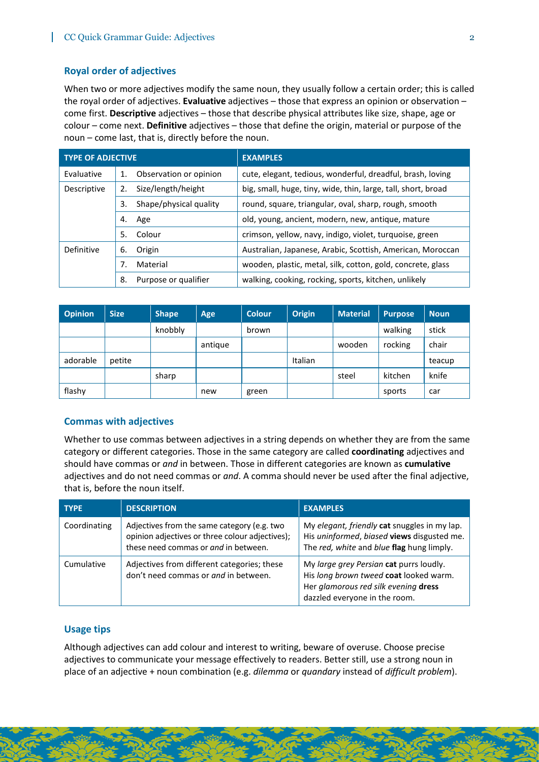## Royal order of adjectives

When two or more adjectives modify the same noun, they usually follow a certain order; this is called the royal order of adjectives. **Evaluative** adjectives – those that express an opinion or observation – come first. **Descriptive** adjectives – those that describe physical attributes like size, shape, age or colour – come next. **Definitive** adjectives – those that define the origin, material or purpose of the noun – come last, that is, directly before the noun.

| TYPE OF ADJECTIVE | | EXAMPLES |
|---|---|---|
| Evaluative | 1. Observation or opinion | cute, elegant, tedious, wonderful, dreadful, brash, loving |
| Descriptive | 2. Size/length/height | big, small, huge, tiny, wide, thin, large, tall, short, broad |
| | 3. Shape/physical quality | round, square, triangular, oval, sharp, rough, smooth |
| | 4. Age | old, young, ancient, modern, new, antique, mature |
| | 5. Colour | crimson, yellow, navy, indigo, violet, turquoise, green |
| Definitive | 6. Origin | Australian, Japanese, Arabic, Scottish, American, Moroccan |
| | 7. Material | wooden, plastic, metal, silk, cotton, gold, concrete, glass |
| | 8. Purpose or qualifier | walking, cooking, rocking, sports, kitchen, unlikely |

| Opinion | Size | Shape | Age | Colour | Origin | Material | Purpose | Noun |
|---|---|---|---|---|---|---|---|---|
| | | knobbly | | brown | | | walking | stick |
| | | | antique | | | wooden | rocking | chair |
| adorable | petite | | | | Italian | | | teacup |
| | | sharp | | | | steel | kitchen | knife |
| flashy | | | new | green | | | sports | car |

## Commas with adjectives

Whether to use commas between adjectives in a string depends on whether they are from the same category or different categories. Those in the same category are called **coordinating** adjectives and should have commas or *and* in between. Those in different categories are known as **cumulative** adjectives and do not need commas or *and*. A comma should never be used after the final adjective, that is, before the noun itself.

| TYPE | DESCRIPTION | EXAMPLES |
|---|---|---|
| Coordinating | Adjectives from the same category (e.g. two opinion adjectives or three colour adjectives); these need commas or *and* in between. | My *elegant, friendly* **cat** snuggles in my lap. His *uninformed*, *biased* **views** disgusted me. The *red, white* and *blue* **flag** hung limply. |
| Cumulative | Adjectives from different categories; these don't need commas or *and* in between. | My *large grey Persian* **cat** purrs loudly. His *long brown tweed* **coat** looked warm. Her *glamorous red silk evening* **dress** dazzled everyone in the room. |

## Usage tips

Although adjectives can add colour and interest to writing, beware of overuse. Choose precise adjectives to communicate your message effectively to readers. Better still, use a strong noun in place of an adjective + noun combination (e.g. *dilemma* or *quandary* instead of *difficult problem*).